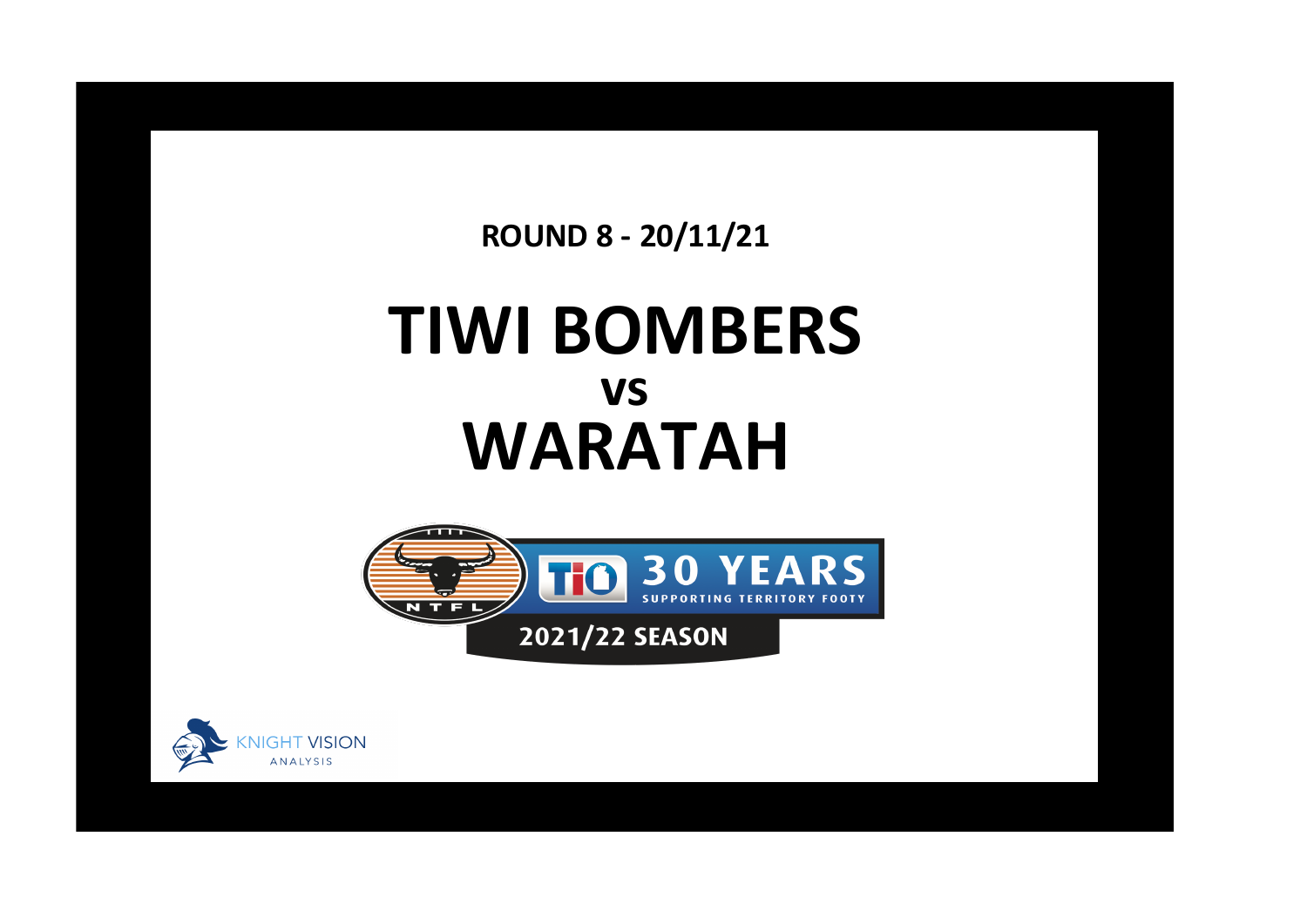**ROUND 8 - 20/11/21**

# TIWI BOMBERS

## vs

# WARATAH

NTFL

30 YEARS SUPPORTING TERRITORY FOOTY

2021/22 SEASON

KNIGHT VISION ANALYSIS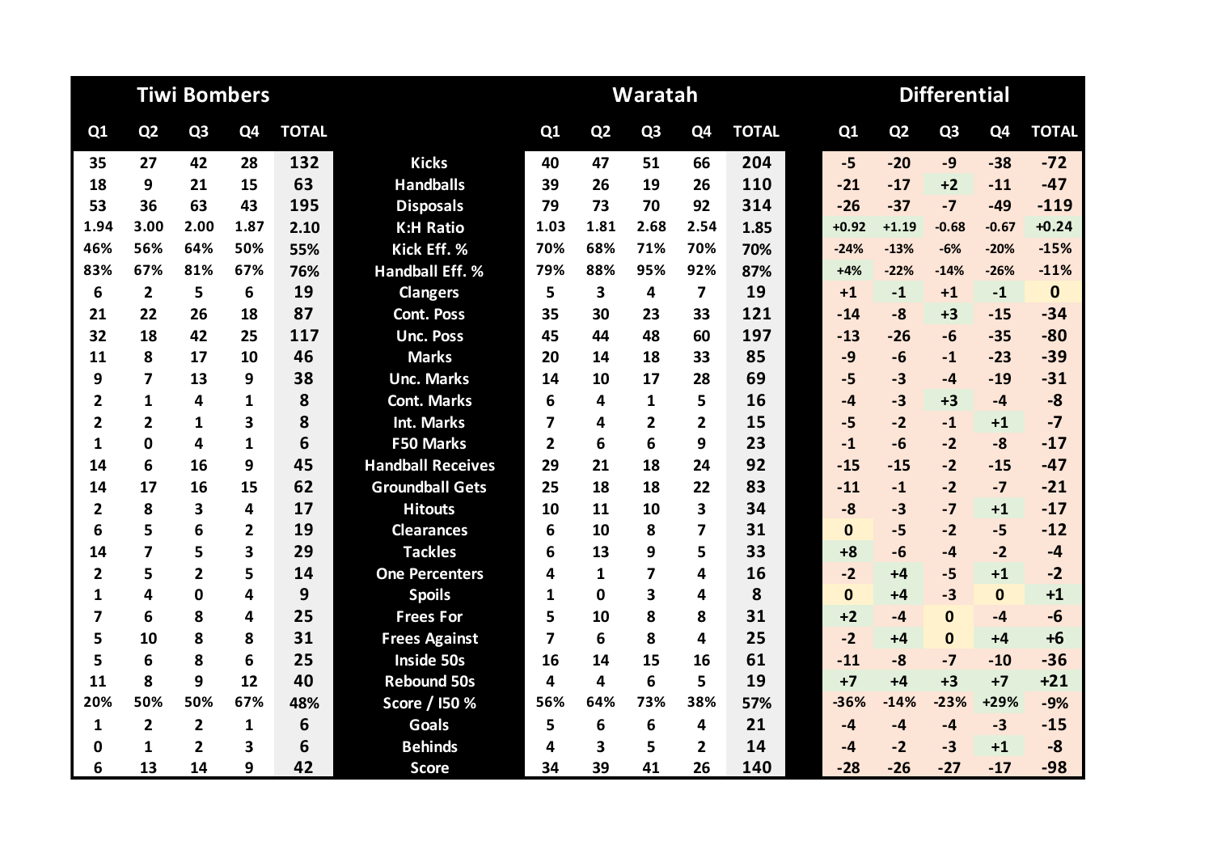| Tiwi Bombers | | | | | | Waratah | | | | | Differential | | | | |
|---|---|---|---|---|---|---|---|---|---|---|---|---|---|---|---|
| Q1 | Q2 | Q3 | Q4 | TOTAL | | Q1 | Q2 | Q3 | Q4 | TOTAL | Q1 | Q2 | Q3 | Q4 | TOTAL |
| 35 | 27 | 42 | 28 | 132 | Kicks | 40 | 47 | 51 | 66 | 204 | -5 | -20 | -9 | -38 | -72 |
| 18 | 9 | 21 | 15 | 63 | Handballs | 39 | 26 | 19 | 26 | 110 | -21 | -17 | +2 | -11 | -47 |
| 53 | 36 | 63 | 43 | 195 | Disposals | 79 | 73 | 70 | 92 | 314 | -26 | -37 | -7 | -49 | -119 |
| 1.94 | 3.00 | 2.00 | 1.87 | 2.10 | K:H Ratio | 1.03 | 1.81 | 2.68 | 2.54 | 1.85 | +0.92 | +1.19 | -0.68 | -0.67 | +0.24 |
| 46% | 56% | 64% | 50% | 55% | Kick Eff. % | 70% | 68% | 71% | 70% | 70% | -24% | -13% | -6% | -20% | -15% |
| 83% | 67% | 81% | 67% | 76% | Handball Eff. % | 79% | 88% | 95% | 92% | 87% | +4% | -22% | -14% | -26% | -11% |
| 6 | 2 | 5 | 6 | 19 | Clangers | 5 | 3 | 4 | 7 | 19 | +1 | -1 | +1 | -1 | 0 |
| 21 | 22 | 26 | 18 | 87 | Cont. Poss | 35 | 30 | 23 | 33 | 121 | -14 | -8 | +3 | -15 | -34 |
| 32 | 18 | 42 | 25 | 117 | Unc. Poss | 45 | 44 | 48 | 60 | 197 | -13 | -26 | -6 | -35 | -80 |
| 11 | 8 | 17 | 10 | 46 | Marks | 20 | 14 | 18 | 33 | 85 | -9 | -6 | -1 | -23 | -39 |
| 9 | 7 | 13 | 9 | 38 | Unc. Marks | 14 | 10 | 17 | 28 | 69 | -5 | -3 | -4 | -19 | -31 |
| 2 | 1 | 4 | 1 | 8 | Cont. Marks | 6 | 4 | 1 | 5 | 16 | -4 | -3 | +3 | -4 | -8 |
| 2 | 2 | 1 | 3 | 8 | Int. Marks | 7 | 4 | 2 | 2 | 15 | -5 | -2 | -1 | +1 | -7 |
| 1 | 0 | 4 | 1 | 6 | F50 Marks | 2 | 6 | 6 | 9 | 23 | -1 | -6 | -2 | -8 | -17 |
| 14 | 6 | 16 | 9 | 45 | Handball Receives | 29 | 21 | 18 | 24 | 92 | -15 | -15 | -2 | -15 | -47 |
| 14 | 17 | 16 | 15 | 62 | Groundball Gets | 25 | 18 | 18 | 22 | 83 | -11 | -1 | -2 | -7 | -21 |
| 2 | 8 | 3 | 4 | 17 | Hitouts | 10 | 11 | 10 | 3 | 34 | -8 | -3 | -7 | +1 | -17 |
| 6 | 5 | 6 | 2 | 19 | Clearances | 6 | 10 | 8 | 7 | 31 | 0 | -5 | -2 | -5 | -12 |
| 14 | 7 | 5 | 3 | 29 | Tackles | 6 | 13 | 9 | 5 | 33 | +8 | -6 | -4 | -2 | -4 |
| 2 | 5 | 2 | 5 | 14 | One Percenters | 4 | 1 | 7 | 4 | 16 | -2 | +4 | -5 | +1 | -2 |
| 1 | 4 | 0 | 4 | 9 | Spoils | 1 | 0 | 3 | 4 | 8 | 0 | +4 | -3 | 0 | +1 |
| 7 | 6 | 8 | 4 | 25 | Frees For | 5 | 10 | 8 | 8 | 31 | +2 | -4 | 0 | -4 | -6 |
| 5 | 10 | 8 | 8 | 31 | Frees Against | 7 | 6 | 8 | 4 | 25 | -2 | +4 | 0 | +4 | +6 |
| 5 | 6 | 8 | 6 | 25 | Inside 50s | 16 | 14 | 15 | 16 | 61 | -11 | -8 | -7 | -10 | -36 |
| 11 | 8 | 9 | 12 | 40 | Rebound 50s | 4 | 4 | 6 | 5 | 19 | +7 | +4 | +3 | +7 | +21 |
| 20% | 50% | 50% | 67% | 48% | Score / I50 % | 56% | 64% | 73% | 38% | 57% | -36% | -14% | -23% | +29% | -9% |
| 1 | 2 | 2 | 1 | 6 | Goals | 5 | 6 | 6 | 4 | 21 | -4 | -4 | -4 | -3 | -15 |
| 0 | 1 | 2 | 3 | 6 | Behinds | 4 | 3 | 5 | 2 | 14 | -4 | -2 | -3 | +1 | -8 |
| 6 | 13 | 14 | 9 | 42 | Score | 34 | 39 | 41 | 26 | 140 | -28 | -26 | -27 | -17 | -98 |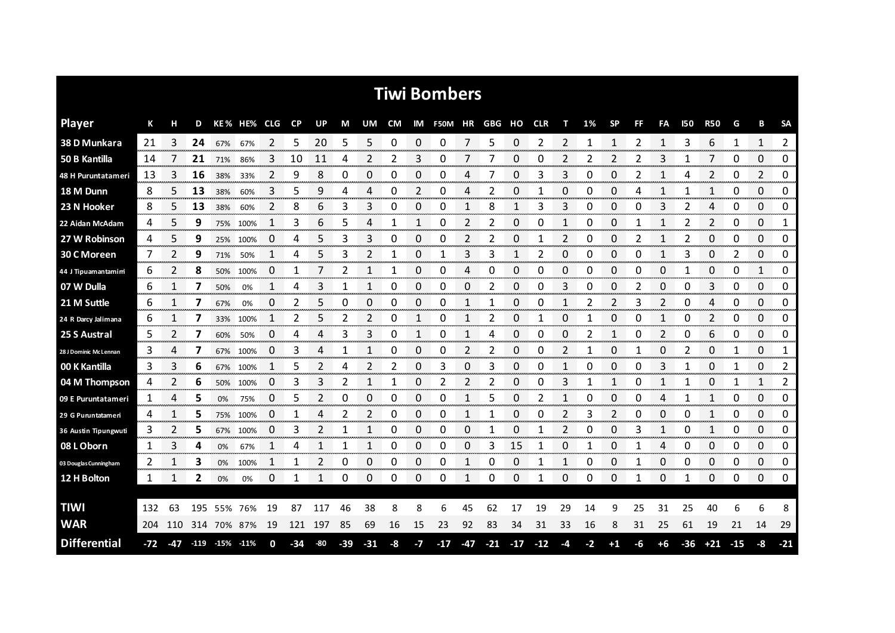# Tiwi Bombers

| Player | K | H | D | KE % | HE% | CLG | CP | UP | M | UM | CM | IM | F50M | HR | GBG | HO | CLR | T | 1% | SP | FF | FA | I50 | R50 | G | B | SA |
|---|---|---|---|---|---|---|---|---|---|---|---|---|---|---|---|---|---|---|---|---|---|---|---|---|---|---|---|
| 38 D Munkara | 21 | 3 | **24** | 67% | 67% | 2 | 5 | 20 | 5 | 5 | 0 | 0 | 0 | 7 | 5 | 0 | 2 | 2 | 1 | 1 | 2 | 1 | 3 | 6 | 1 | 1 | 2 |
| 50 B Kantilla | 14 | 7 | **21** | 71% | 86% | 3 | 10 | 11 | 4 | 2 | 2 | 3 | 0 | 7 | 7 | 0 | 0 | 2 | 2 | 2 | 2 | 3 | 1 | 7 | 0 | 0 | 0 |
| 48 H Puruntatameri | 13 | 3 | **16** | 38% | 33% | 2 | 9 | 8 | 0 | 0 | 0 | 0 | 0 | 4 | 7 | 0 | 3 | 3 | 0 | 0 | 2 | 1 | 4 | 2 | 0 | 2 | 0 |
| 18 M Dunn | 8 | 5 | **13** | 38% | 60% | 3 | 5 | 9 | 4 | 4 | 0 | 2 | 0 | 4 | 2 | 0 | 1 | 0 | 0 | 0 | 4 | 1 | 1 | 1 | 0 | 0 | 0 |
| 23 N Hooker | 8 | 5 | **13** | 38% | 60% | 2 | 8 | 6 | 3 | 3 | 0 | 0 | 0 | 1 | 8 | 1 | 3 | 3 | 0 | 0 | 0 | 3 | 2 | 4 | 0 | 0 | 0 |
| 22 Aidan McAdam | 4 | 5 | **9** | 75% | 100% | 1 | 3 | 6 | 5 | 4 | 1 | 1 | 0 | 2 | 2 | 0 | 0 | 1 | 0 | 0 | 1 | 1 | 2 | 2 | 0 | 0 | 1 |
| 27 W Robinson | 4 | 5 | **9** | 25% | 100% | 0 | 4 | 5 | 3 | 3 | 0 | 0 | 0 | 2 | 2 | 0 | 1 | 2 | 0 | 0 | 2 | 1 | 2 | 0 | 0 | 0 | 0 |
| 30 C Moreen | 7 | 2 | **9** | 71% | 50% | 1 | 4 | 5 | 3 | 2 | 1 | 0 | 1 | 3 | 3 | 1 | 2 | 0 | 0 | 0 | 0 | 1 | 3 | 0 | 2 | 0 | 0 |
| 44 J Tipuamantamirri | 6 | 2 | **8** | 50% | 100% | 0 | 1 | 7 | 2 | 1 | 1 | 0 | 0 | 4 | 0 | 0 | 0 | 0 | 0 | 0 | 0 | 0 | 1 | 0 | 0 | 1 | 0 |
| 07 W Dulla | 6 | 1 | **7** | 50% | 0% | 1 | 4 | 3 | 1 | 1 | 0 | 0 | 0 | 0 | 2 | 0 | 0 | 3 | 0 | 0 | 2 | 0 | 0 | 3 | 0 | 0 | 0 |
| 21 M Suttle | 6 | 1 | **7** | 67% | 0% | 0 | 2 | 5 | 0 | 0 | 0 | 0 | 0 | 1 | 1 | 0 | 0 | 1 | 2 | 2 | 3 | 2 | 0 | 4 | 0 | 0 | 0 |
| 24 R Darcy Jalimana | 6 | 1 | **7** | 33% | 100% | 1 | 2 | 5 | 2 | 2 | 0 | 1 | 0 | 1 | 2 | 0 | 1 | 0 | 1 | 0 | 0 | 1 | 0 | 2 | 0 | 0 | 0 |
| 25 S Austral | 5 | 2 | **7** | 60% | 50% | 0 | 4 | 4 | 3 | 3 | 0 | 1 | 0 | 1 | 4 | 0 | 0 | 0 | 2 | 1 | 0 | 2 | 0 | 6 | 0 | 0 | 0 |
| 28 J Dominic McLennan | 3 | 4 | **7** | 67% | 100% | 0 | 3 | 4 | 1 | 1 | 0 | 0 | 0 | 2 | 2 | 0 | 0 | 2 | 1 | 0 | 1 | 0 | 2 | 0 | 1 | 0 | 1 |
| 00 K Kantilla | 3 | 3 | **6** | 67% | 100% | 1 | 5 | 2 | 4 | 2 | 2 | 0 | 3 | 0 | 3 | 0 | 0 | 1 | 0 | 0 | 0 | 3 | 1 | 0 | 1 | 0 | 2 |
| 04 M Thompson | 4 | 2 | **6** | 50% | 100% | 0 | 3 | 3 | 2 | 1 | 1 | 0 | 2 | 2 | 2 | 0 | 0 | 3 | 1 | 1 | 0 | 1 | 1 | 0 | 1 | 1 | 2 |
| 09 E Puruntatameri | 1 | 4 | **5** | 0% | 75% | 0 | 5 | 2 | 0 | 0 | 0 | 0 | 0 | 1 | 5 | 0 | 2 | 1 | 0 | 0 | 0 | 4 | 1 | 1 | 0 | 0 | 0 |
| 29 G Puruntatameri | 4 | 1 | **5** | 75% | 100% | 0 | 1 | 4 | 2 | 2 | 0 | 0 | 0 | 1 | 1 | 0 | 0 | 2 | 3 | 2 | 0 | 0 | 0 | 1 | 0 | 0 | 0 |
| 36 Austin Tipungwuti | 3 | 2 | **5** | 67% | 100% | 0 | 3 | 2 | 1 | 1 | 0 | 0 | 0 | 0 | 1 | 0 | 1 | 2 | 0 | 0 | 3 | 1 | 0 | 1 | 0 | 0 | 0 |
| 08 L Oborn | 1 | 3 | **4** | 0% | 67% | 1 | 4 | 1 | 1 | 1 | 0 | 0 | 0 | 0 | 3 | 15 | 1 | 0 | 1 | 0 | 1 | 4 | 0 | 0 | 0 | 0 | 0 |
| 03 Douglas Cunningham | 2 | 1 | **3** | 0% | 100% | 1 | 1 | 2 | 0 | 0 | 0 | 0 | 0 | 1 | 0 | 0 | 1 | 1 | 0 | 0 | 1 | 0 | 0 | 0 | 0 | 0 | 0 |
| 12 H Bolton | 1 | 1 | **2** | 0% | 0% | 0 | 1 | 1 | 0 | 0 | 0 | 0 | 0 | 1 | 0 | 0 | 1 | 0 | 0 | 0 | 1 | 0 | 1 | 0 | 0 | 0 | 0 |
| **TIWI** | 132 | 63 | 195 | 55% | 76% | 19 | 87 | 117 | 46 | 38 | 8 | 8 | 6 | 45 | 62 | 17 | 19 | 29 | 14 | 9 | 25 | 31 | 25 | 40 | 6 | 6 | 8 |
| **WAR** | 204 | 110 | 314 | 70% | 87% | 19 | 121 | 197 | 85 | 69 | 16 | 15 | 23 | 92 | 83 | 34 | 31 | 33 | 16 | 8 | 31 | 25 | 61 | 19 | 21 | 14 | 29 |
| **Differential** | **-72** | **-47** | **-119** | **-15%** | **-11%** | **0** | **-34** | **-80** | **-39** | **-31** | **-8** | **-7** | **-17** | **-47** | **-21** | **-17** | **-12** | **-4** | **-2** | **+1** | **-6** | **+6** | **-36** | **+21** | **-15** | **-8** | **-21** |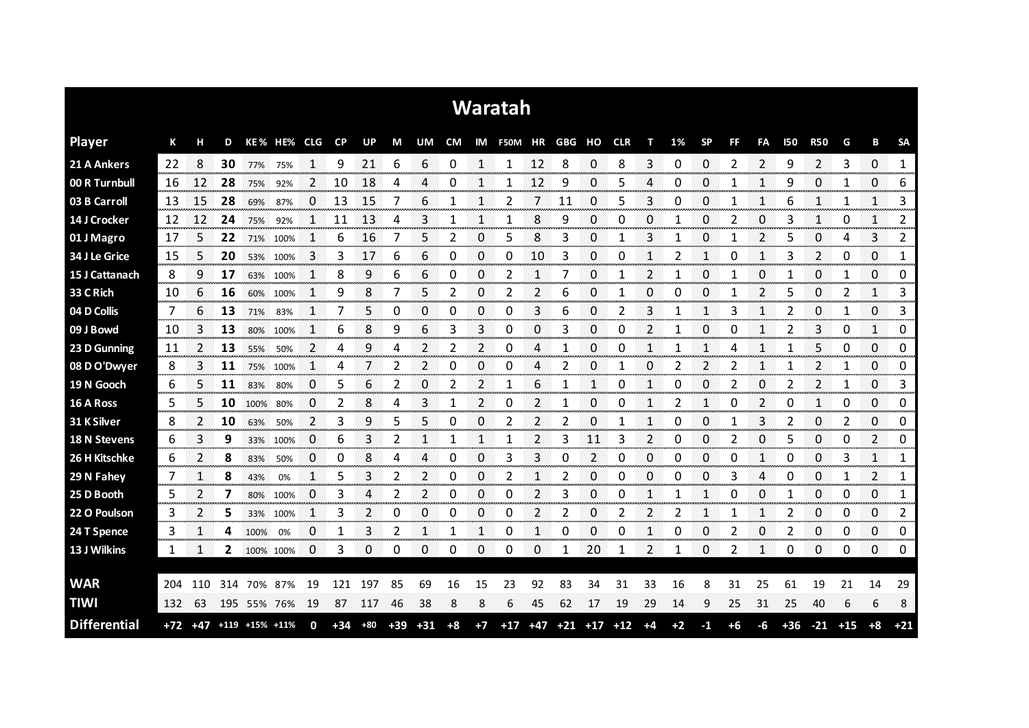# Waratah

| Player | K | H | D | KE% | HE% | CLG | CP | UP | M | UM | CM | IM | F50M | HR | GBG | HO | CLR | T | 1% | SP | FF | FA | I50 | R50 | G | B | SA |
|---|---|---|---|---|---|---|---|---|---|---|---|---|---|---|---|---|---|---|---|---|---|---|---|---|---|---|---|
| 21 A Ankers | 22 | 8 | **30** | 77% | 75% | 1 | 9 | 21 | 6 | 6 | 0 | 1 | 1 | 12 | 8 | 0 | 8 | 3 | 0 | 0 | 2 | 2 | 9 | 2 | 3 | 0 | 1 |
| 00 R Turnbull | 16 | 12 | **28** | 75% | 92% | 2 | 10 | 18 | 4 | 4 | 0 | 1 | 1 | 12 | 9 | 0 | 5 | 4 | 0 | 0 | 1 | 1 | 9 | 0 | 1 | 0 | 6 |
| 03 B Carroll | 13 | 15 | **28** | 69% | 87% | 0 | 13 | 15 | 7 | 6 | 1 | 1 | 2 | 7 | 11 | 0 | 5 | 3 | 0 | 0 | 1 | 1 | 6 | 1 | 1 | 1 | 3 |
| 14 J Crocker | 12 | 12 | **24** | 75% | 92% | 1 | 11 | 13 | 4 | 3 | 1 | 1 | 1 | 8 | 9 | 0 | 0 | 0 | 1 | 0 | 2 | 0 | 3 | 1 | 0 | 1 | 2 |
| 01 J Magro | 17 | 5 | **22** | 71% | 100% | 1 | 6 | 16 | 7 | 5 | 2 | 0 | 5 | 8 | 3 | 0 | 1 | 3 | 1 | 0 | 1 | 2 | 5 | 0 | 4 | 3 | 2 |
| 34 J Le Grice | 15 | 5 | **20** | 53% | 100% | 3 | 3 | 17 | 6 | 6 | 0 | 0 | 0 | 10 | 3 | 0 | 0 | 1 | 2 | 1 | 0 | 1 | 3 | 2 | 0 | 0 | 1 |
| 15 J Cattanach | 8 | 9 | **17** | 63% | 100% | 1 | 8 | 9 | 6 | 6 | 0 | 0 | 2 | 1 | 7 | 0 | 1 | 2 | 1 | 0 | 1 | 0 | 1 | 0 | 1 | 0 | 0 |
| 33 C Rich | 10 | 6 | **16** | 60% | 100% | 1 | 9 | 8 | 7 | 5 | 2 | 0 | 2 | 2 | 6 | 0 | 1 | 0 | 0 | 0 | 1 | 2 | 5 | 0 | 2 | 1 | 3 |
| 04 D Collis | 7 | 6 | **13** | 71% | 83% | 1 | 7 | 5 | 0 | 0 | 0 | 0 | 0 | 3 | 6 | 0 | 2 | 3 | 1 | 1 | 3 | 1 | 2 | 0 | 1 | 0 | 3 |
| 09 J Bowd | 10 | 3 | **13** | 80% | 100% | 1 | 6 | 8 | 9 | 6 | 3 | 3 | 0 | 0 | 3 | 0 | 0 | 2 | 1 | 0 | 0 | 1 | 2 | 3 | 0 | 1 | 0 |
| 23 D Gunning | 11 | 2 | **13** | 55% | 50% | 2 | 4 | 9 | 4 | 2 | 2 | 2 | 0 | 4 | 1 | 0 | 0 | 1 | 1 | 1 | 4 | 1 | 1 | 5 | 0 | 0 | 0 |
| 08 D O'Dwyer | 8 | 3 | **11** | 75% | 100% | 1 | 4 | 7 | 2 | 2 | 0 | 0 | 0 | 4 | 2 | 0 | 1 | 0 | 2 | 2 | 2 | 1 | 1 | 2 | 1 | 0 | 0 |
| 19 N Gooch | 6 | 5 | **11** | 83% | 80% | 0 | 5 | 6 | 2 | 0 | 2 | 2 | 1 | 6 | 1 | 1 | 0 | 1 | 0 | 0 | 2 | 0 | 2 | 2 | 1 | 0 | 3 |
| 16 A Ross | 5 | 5 | **10** | 100% | 80% | 0 | 2 | 8 | 4 | 3 | 1 | 2 | 0 | 2 | 1 | 0 | 0 | 1 | 2 | 1 | 0 | 2 | 0 | 1 | 0 | 0 | 0 |
| 31 K Silver | 8 | 2 | **10** | 63% | 50% | 2 | 3 | 9 | 5 | 5 | 0 | 0 | 2 | 2 | 2 | 0 | 1 | 1 | 0 | 0 | 1 | 3 | 2 | 0 | 2 | 0 | 0 |
| 18 N Stevens | 6 | 3 | **9** | 33% | 100% | 0 | 6 | 3 | 2 | 1 | 1 | 1 | 1 | 2 | 3 | 11 | 3 | 2 | 0 | 0 | 2 | 0 | 5 | 0 | 0 | 2 | 0 |
| 26 H Kitschke | 6 | 2 | **8** | 83% | 50% | 0 | 0 | 8 | 4 | 4 | 0 | 0 | 3 | 3 | 0 | 2 | 0 | 0 | 0 | 0 | 0 | 1 | 0 | 0 | 3 | 1 | 1 |
| 29 N Fahey | 7 | 1 | **8** | 43% | 0% | 1 | 5 | 3 | 2 | 2 | 0 | 0 | 2 | 1 | 2 | 0 | 0 | 0 | 0 | 0 | 3 | 4 | 0 | 0 | 1 | 2 | 1 |
| 25 D Booth | 5 | 2 | **7** | 80% | 100% | 0 | 3 | 4 | 2 | 2 | 0 | 0 | 0 | 2 | 3 | 0 | 0 | 1 | 1 | 1 | 0 | 0 | 1 | 0 | 0 | 0 | 1 |
| 22 O Poulson | 3 | 2 | **5** | 33% | 100% | 1 | 3 | 2 | 0 | 0 | 0 | 0 | 0 | 2 | 2 | 0 | 2 | 2 | 2 | 1 | 1 | 1 | 2 | 0 | 0 | 0 | 2 |
| 24 T Spence | 3 | 1 | **4** | 100% | 0% | 0 | 1 | 3 | 2 | 1 | 1 | 1 | 0 | 1 | 0 | 0 | 0 | 1 | 0 | 0 | 2 | 0 | 2 | 0 | 0 | 0 | 0 |
| 13 J Wilkins | 1 | 1 | **2** | 100% | 100% | 0 | 3 | 0 | 0 | 0 | 0 | 0 | 0 | 0 | 1 | 20 | 1 | 2 | 1 | 0 | 2 | 1 | 0 | 0 | 0 | 0 | 0 |
| **WAR** | 204 | 110 | 314 | 70% | 87% | 19 | 121 | 197 | 85 | 69 | 16 | 15 | 23 | 92 | 83 | 34 | 31 | 33 | 16 | 8 | 31 | 25 | 61 | 19 | 21 | 14 | 29 |
| **TIWI** | 132 | 63 | 195 | 55% | 76% | 19 | 87 | 117 | 46 | 38 | 8 | 8 | 6 | 45 | 62 | 17 | 19 | 29 | 14 | 9 | 25 | 31 | 25 | 40 | 6 | 6 | 8 |
| **Differential** | +72 | +47 | +119 | +15% | +11% | 0 | +34 | +80 | +39 | +31 | +8 | +7 | +17 | +47 | +21 | +17 | +12 | +4 | +2 | -1 | +6 | -6 | +36 | -21 | +15 | +8 | +21 |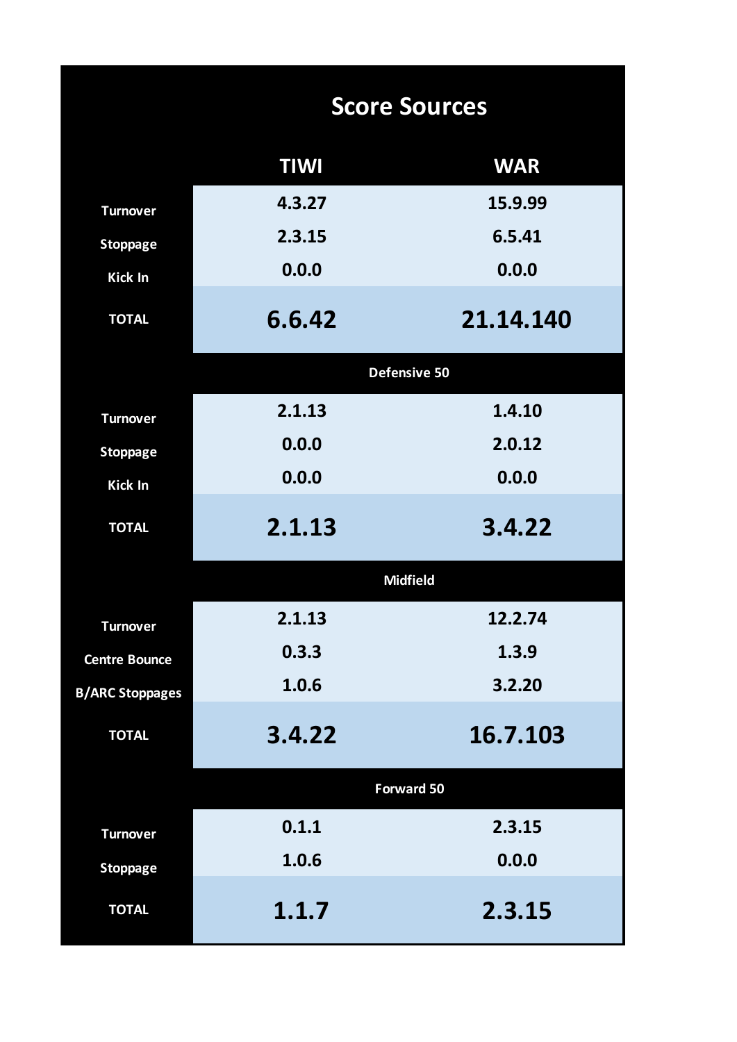## Score Sources

| | TIWI | WAR |
|---|---|---|
| Turnover | 4.3.27 | 15.9.99 |
| Stoppage | 2.3.15 | 6.5.41 |
| Kick In | 0.0.0 | 0.0.0 |
| **TOTAL** | **6.6.42** | **21.14.140** |
| **Defensive 50** | | |
| Turnover | 2.1.13 | 1.4.10 |
| Stoppage | 0.0.0 | 2.0.12 |
| Kick In | 0.0.0 | 0.0.0 |
| **TOTAL** | **2.1.13** | **3.4.22** |
| **Midfield** | | |
| Turnover | 2.1.13 | 12.2.74 |
| Centre Bounce | 0.3.3 | 1.3.9 |
| B/ARC Stoppages | 1.0.6 | 3.2.20 |
| **TOTAL** | **3.4.22** | **16.7.103** |
| **Forward 50** | | |
| Turnover | 0.1.1 | 2.3.15 |
| Stoppage | 1.0.6 | 0.0.0 |
| **TOTAL** | **1.1.7** | **2.3.15** |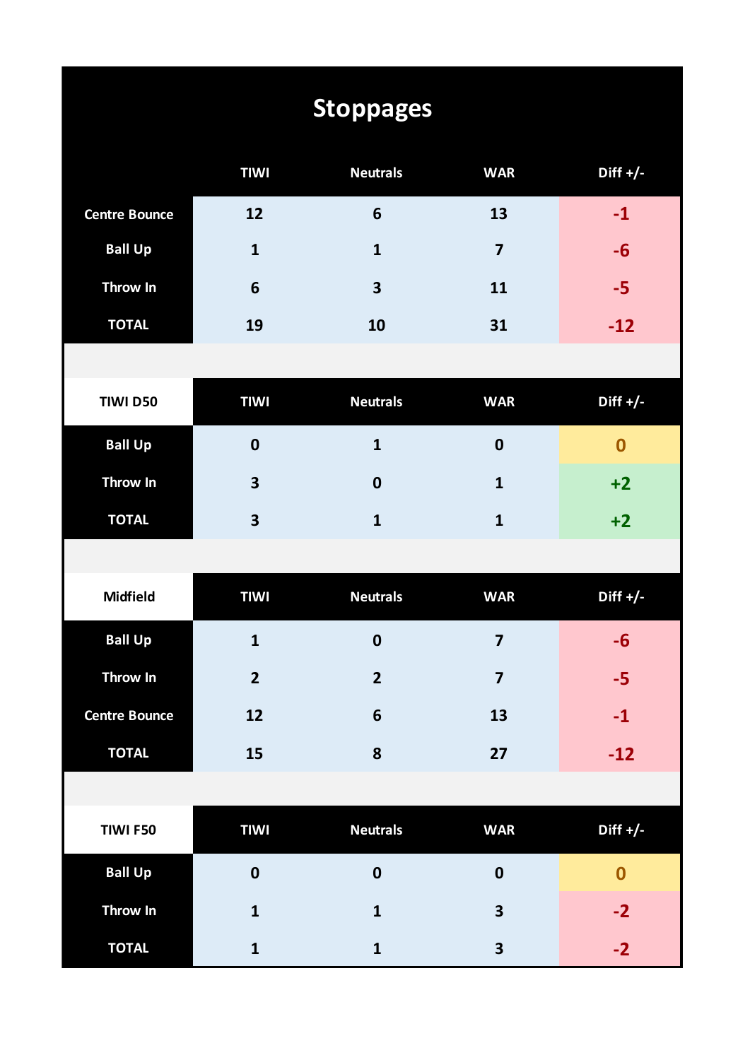## Stoppages

| | TIWI | Neutrals | WAR | Diff +/- |
|---|---|---|---|---|
| Centre Bounce | 12 | 6 | 13 | -1 |
| Ball Up | 1 | 1 | 7 | -6 |
| Throw In | 6 | 3 | 11 | -5 |
| TOTAL | 19 | 10 | 31 | -12 |

| TIWI D50 | TIWI | Neutrals | WAR | Diff +/- |
|---|---|---|---|---|
| Ball Up | 0 | 1 | 0 | 0 |
| Throw In | 3 | 0 | 1 | +2 |
| TOTAL | 3 | 1 | 1 | +2 |

| Midfield | TIWI | Neutrals | WAR | Diff +/- |
|---|---|---|---|---|
| Ball Up | 1 | 0 | 7 | -6 |
| Throw In | 2 | 2 | 7 | -5 |
| Centre Bounce | 12 | 6 | 13 | -1 |
| TOTAL | 15 | 8 | 27 | -12 |

| TIWI F50 | TIWI | Neutrals | WAR | Diff +/- |
|---|---|---|---|---|
| Ball Up | 0 | 0 | 0 | 0 |
| Throw In | 1 | 1 | 3 | -2 |
| TOTAL | 1 | 1 | 3 | -2 |